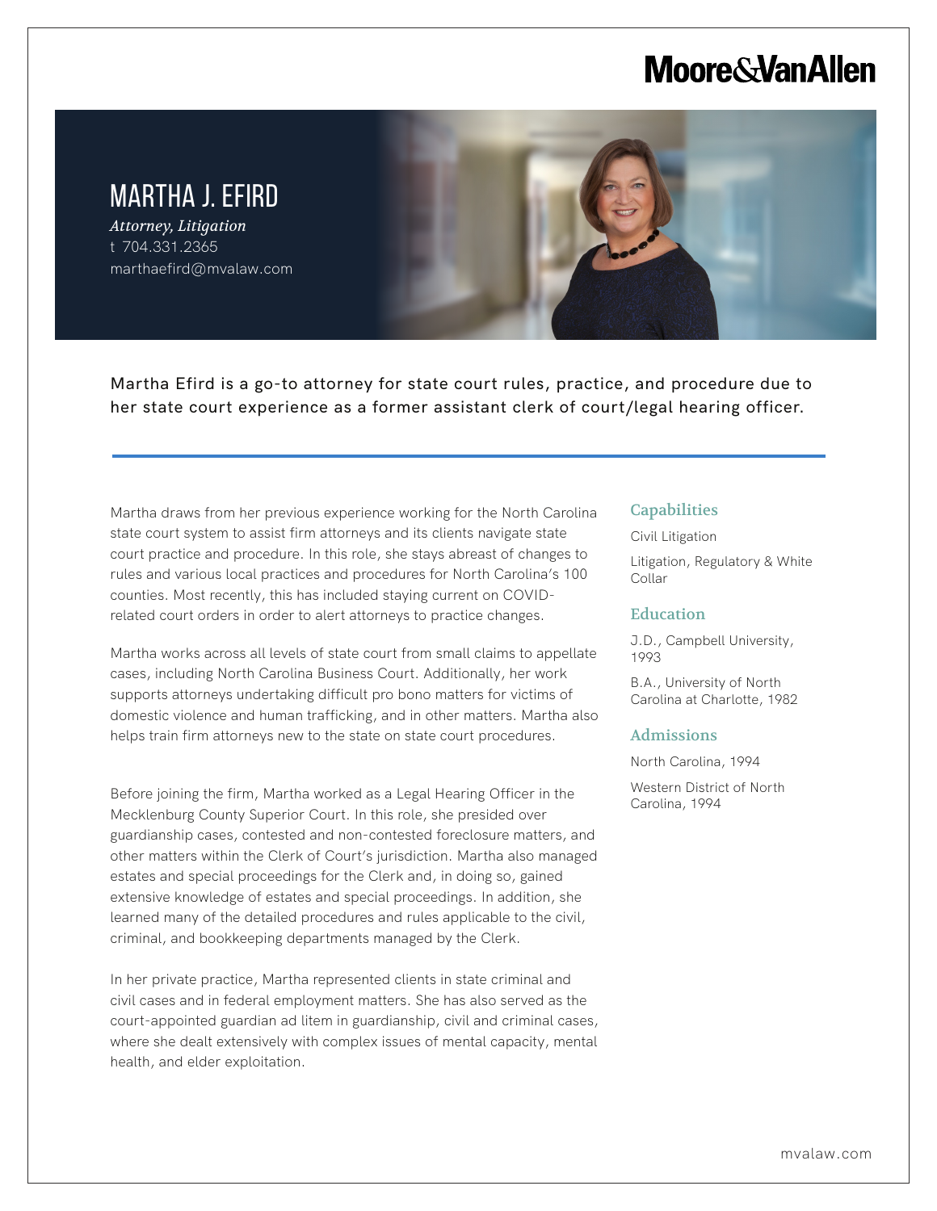Moore&VanAllen

# MARTHA J. EFIRD

*Attorney, Litigation*

t 704.331.2365

marthaefird@mvalaw.com

Martha Efird is a go-to attorney for state court rules, practice, and procedure due to her state court experience as a former assistant clerk of court/legal hearing officer.

Martha draws from her previous experience working for the North Carolina state court system to assist firm attorneys and its clients navigate state court practice and procedure. In this role, she stays abreast of changes to rules and various local practices and procedures for North Carolina's 100 counties. Most recently, this has included staying current on COVID-related court orders in order to alert attorneys to practice changes.

Martha works across all levels of state court from small claims to appellate cases, including North Carolina Business Court. Additionally, her work supports attorneys undertaking difficult pro bono matters for victims of domestic violence and human trafficking, and in other matters. Martha also helps train firm attorneys new to the state on state court procedures.

Before joining the firm, Martha worked as a Legal Hearing Officer in the Mecklenburg County Superior Court. In this role, she presided over guardianship cases, contested and non-contested foreclosure matters, and other matters within the Clerk of Court's jurisdiction. Martha also managed estates and special proceedings for the Clerk and, in doing so, gained extensive knowledge of estates and special proceedings. In addition, she learned many of the detailed procedures and rules applicable to the civil, criminal, and bookkeeping departments managed by the Clerk.

In her private practice, Martha represented clients in state criminal and civil cases and in federal employment matters. She has also served as the court-appointed guardian ad litem in guardianship, civil and criminal cases, where she dealt extensively with complex issues of mental capacity, mental health, and elder exploitation.

## Capabilities

Civil Litigation

Litigation, Regulatory & White Collar

## Education

J.D., Campbell University, 1993

B.A., University of North Carolina at Charlotte, 1982

## Admissions

North Carolina, 1994

Western District of North Carolina, 1994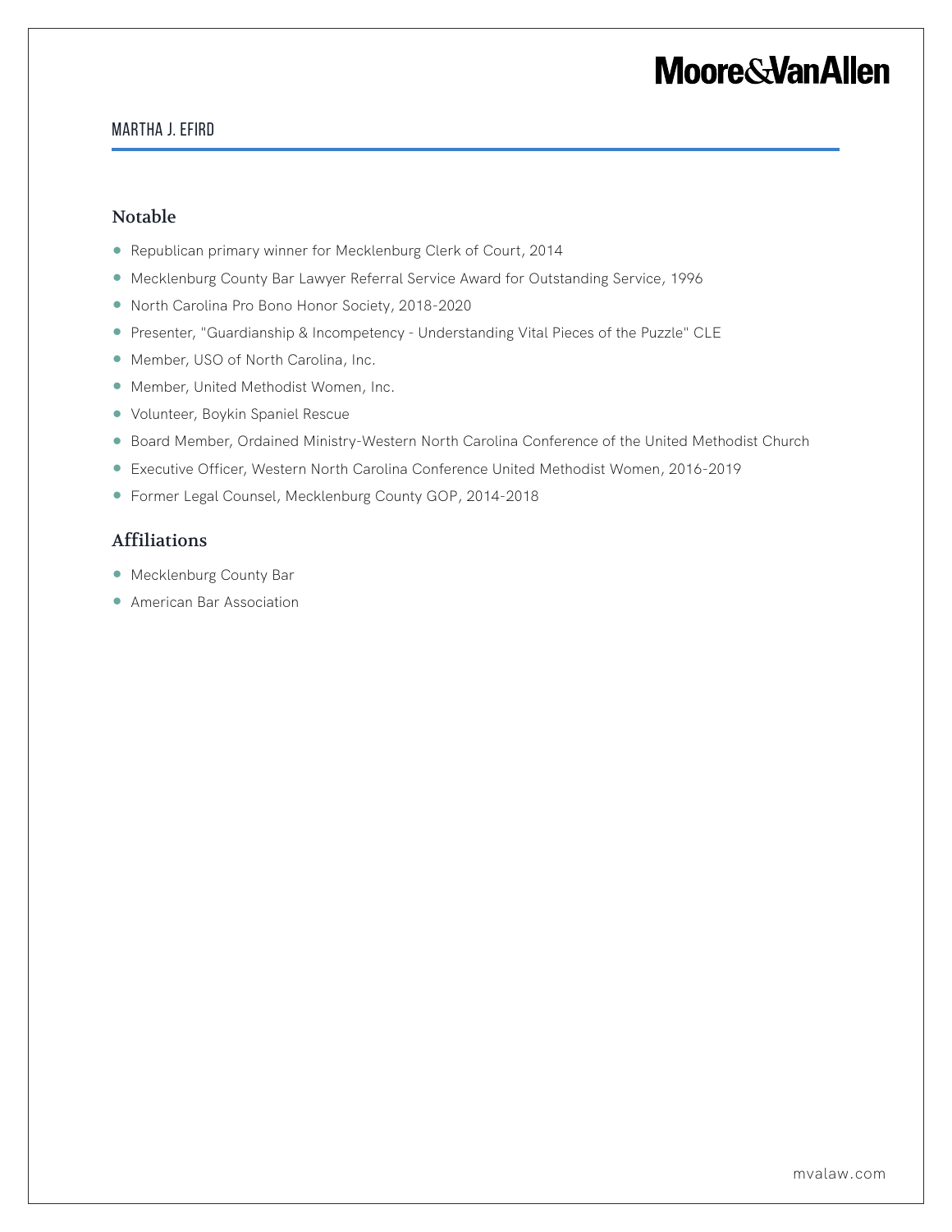## Notable

- Republican primary winner for Mecklenburg Clerk of Court, 2014
- Mecklenburg County Bar Lawyer Referral Service Award for Outstanding Service, 1996
- North Carolina Pro Bono Honor Society, 2018-2020
- Presenter, "Guardianship & Incompetency - Understanding Vital Pieces of the Puzzle" CLE
- Member, USO of North Carolina, Inc.
- Member, United Methodist Women, Inc.
- Volunteer, Boykin Spaniel Rescue
- Board Member, Ordained Ministry-Western North Carolina Conference of the United Methodist Church
- Executive Officer, Western North Carolina Conference United Methodist Women, 2016-2019
- Former Legal Counsel, Mecklenburg County GOP, 2014-2018

## Affiliations

- Mecklenburg County Bar
- American Bar Association